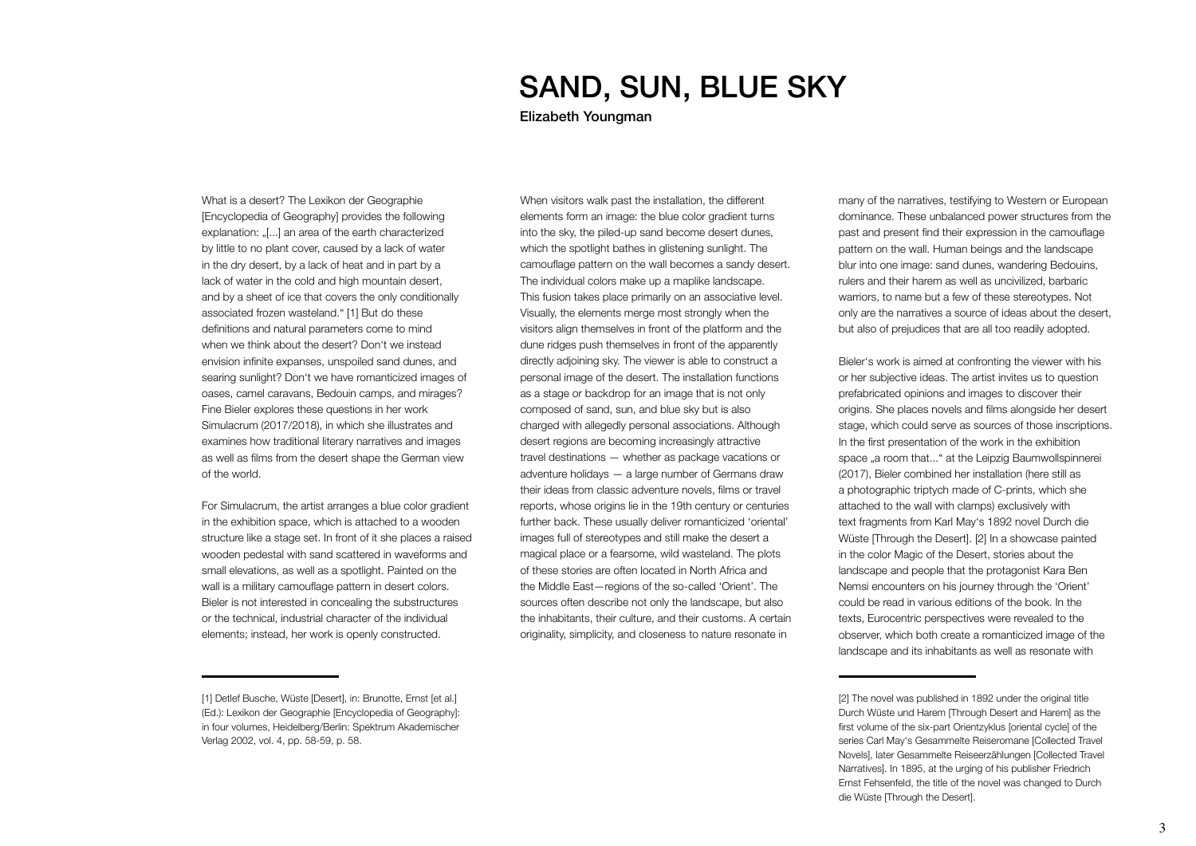# SAND, SUN, BLUE SKY

**Elizabeth Youngman**

What is a desert? The Lexikon der Geographie [Encyclopedia of Geography] provides the following explanation: „[...] an area of the earth characterized by little to no plant cover, caused by a lack of water in the dry desert, by a lack of heat and in part by a lack of water in the cold and high mountain desert, and by a sheet of ice that covers the only conditionally associated frozen wasteland." [1] But do these definitions and natural parameters come to mind when we think about the desert? Don't we instead envision infinite expanses, unspoiled sand dunes, and searing sunlight? Don't we have romanticized images of oases, camel caravans, Bedouin camps, and mirages? Fine Bieler explores these questions in her work Simulacrum (2017/2018), in which she illustrates and examines how traditional literary narratives and images as well as films from the desert shape the German view of the world.

For Simulacrum, the artist arranges a blue color gradient in the exhibition space, which is attached to a wooden structure like a stage set. In front of it she places a raised wooden pedestal with sand scattered in waveforms and small elevations, as well as a spotlight. Painted on the wall is a military camouflage pattern in desert colors. Bieler is not interested in concealing the substructures or the technical, industrial character of the individual elements; instead, her work is openly constructed.

When visitors walk past the installation, the different elements form an image: the blue color gradient turns into the sky, the piled-up sand become desert dunes, which the spotlight bathes in glistening sunlight. The camouflage pattern on the wall becomes a sandy desert. The individual colors make up a maplike landscape. This fusion takes place primarily on an associative level. Visually, the elements merge most strongly when the visitors align themselves in front of the platform and the dune ridges push themselves in front of the apparently directly adjoining sky. The viewer is able to construct a personal image of the desert. The installation functions as a stage or backdrop for an image that is not only composed of sand, sun, and blue sky but is also charged with allegedly personal associations. Although desert regions are becoming increasingly attractive travel destinations — whether as package vacations or adventure holidays — a large number of Germans draw their ideas from classic adventure novels, films or travel reports, whose origins lie in the 19th century or centuries further back. These usually deliver romanticized 'oriental' images full of stereotypes and still make the desert a magical place or a fearsome, wild wasteland. The plots of these stories are often located in North Africa and the Middle East—regions of the so-called 'Orient'. The sources often describe not only the landscape, but also the inhabitants, their culture, and their customs. A certain originality, simplicity, and closeness to nature resonate in many of the narratives, testifying to Western or European dominance. These unbalanced power structures from the past and present find their expression in the camouflage pattern on the wall. Human beings and the landscape blur into one image: sand dunes, wandering Bedouins, rulers and their harem as well as uncivilized, barbaric warriors, to name but a few of these stereotypes. Not only are the narratives a source of ideas about the desert, but also of prejudices that are all too readily adopted.

Bieler's work is aimed at confronting the viewer with his or her subjective ideas. The artist invites us to question prefabricated opinions and images to discover their origins. She places novels and films alongside her desert stage, which could serve as sources of those inscriptions. In the first presentation of the work in the exhibition space „a room that..." at the Leipzig Baumwollspinnerei (2017), Bieler combined her installation (here still as a photographic triptych made of C-prints, which she attached to the wall with clamps) exclusively with text fragments from Karl May's 1892 novel Durch die Wüste [Through the Desert]. [2] In a showcase painted in the color Magic of the Desert, stories about the landscape and people that the protagonist Kara Ben Nemsi encounters on his journey through the 'Orient' could be read in various editions of the book. In the texts, Eurocentric perspectives were revealed to the observer, which both create a romanticized image of the landscape and its inhabitants as well as resonate with

---

[1] Detlef Busche, Wüste [Desert], in: Brunotte, Ernst [et al.] (Ed.): Lexikon der Geographie [Encyclopedia of Geography]: in four volumes, Heidelberg/Berlin: Spektrum Akademischer Verlag 2002, vol. 4, pp. 58-59, p. 58.

[2] The novel was published in 1892 under the original title Durch Wüste und Harem [Through Desert and Harem] as the first volume of the six-part Orientzyklus [oriental cycle] of the series Carl May's Gesammelte Reiseromane [Collected Travel Novels], later Gesammelte Reiseerzählungen [Collected Travel Narratives]. In 1895, at the urging of his publisher Friedrich Ernst Fehsenfeld, the title of the novel was changed to Durch die Wüste [Through the Desert].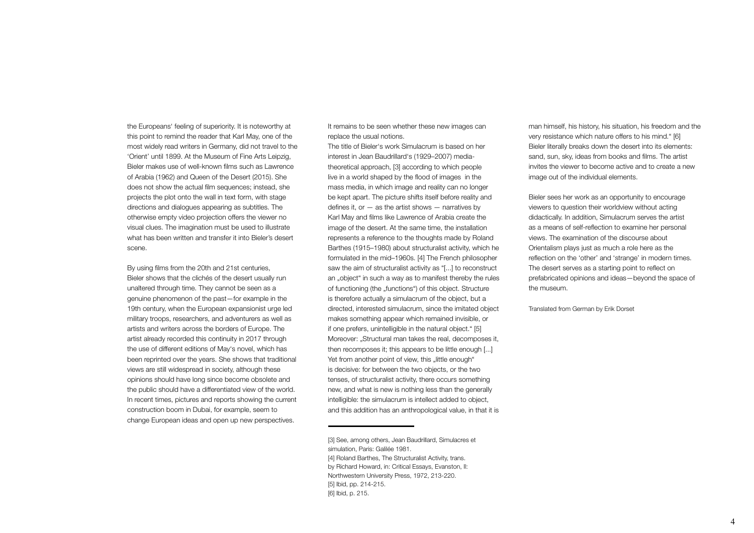the Europeans' feeling of superiority. It is noteworthy at this point to remind the reader that Karl May, one of the most widely read writers in Germany, did not travel to the 'Orient' until 1899. At the Museum of Fine Arts Leipzig, Bieler makes use of well-known films such as Lawrence of Arabia (1962) and Queen of the Desert (2015). She does not show the actual film sequences; instead, she projects the plot onto the wall in text form, with stage directions and dialogues appearing as subtitles. The otherwise empty video projection offers the viewer no visual clues. The imagination must be used to illustrate what has been written and transfer it into Bieler's desert scene.

By using films from the 20th and 21st centuries, Bieler shows that the clichés of the desert usually run unaltered through time. They cannot be seen as a genuine phenomenon of the past—for example in the 19th century, when the European expansionist urge led military troops, researchers, and adventurers as well as artists and writers across the borders of Europe. The artist already recorded this continuity in 2017 through the use of different editions of May's novel, which has been reprinted over the years. She shows that traditional views are still widespread in society, although these opinions should have long since become obsolete and the public should have a differentiated view of the world. In recent times, pictures and reports showing the current construction boom in Dubai, for example, seem to change European ideas and open up new perspectives. It remains to be seen whether these new images can replace the usual notions.

The title of Bieler's work Simulacrum is based on her interest in Jean Baudrillard's (1929–2007) media-theoretical approach, [3] according to which people live in a world shaped by the flood of images in the mass media, in which image and reality can no longer be kept apart. The picture shifts itself before reality and defines it, or — as the artist shows — narratives by Karl May and films like Lawrence of Arabia create the image of the desert. At the same time, the installation represents a reference to the thoughts made by Roland Barthes (1915–1980) about structuralist activity, which he formulated in the mid–1960s. [4] The French philosopher saw the aim of structuralist activity as "[...] to reconstruct an „object" in such a way as to manifest thereby the rules of functioning (the „functions") of this object. Structure is therefore actually a simulacrum of the object, but a directed, interested simulacrum, since the imitated object makes something appear which remained invisible, or if one prefers, unintelligible in the natural object." [5] Moreover: „Structural man takes the real, decomposes it, then recomposes it; this appears to be little enough [...] Yet from another point of view, this „little enough" is decisive: for between the two objects, or the two tenses, of structuralist activity, there occurs something new, and what is new is nothing less than the generally intelligible: the simulacrum is intellect added to object, and this addition has an anthropological value, in that it is man himself, his history, his situation, his freedom and the very resistance which nature offers to his mind." [6] Bieler literally breaks down the desert into its elements: sand, sun, sky, ideas from books and films. The artist invites the viewer to become active and to create a new image out of the individual elements.

Bieler sees her work as an opportunity to encourage viewers to question their worldview without acting didactically. In addition, Simulacrum serves the artist as a means of self-reflection to examine her personal views. The examination of the discourse about Orientalism plays just as much a role here as the reflection on the 'other' and 'strange' in modern times. The desert serves as a starting point to reflect on prefabricated opinions and ideas—beyond the space of the museum.

Translated from German by Erik Dorset

---

[3] See, among others, Jean Baudrillard, Simulacres et simulation, Paris: Galilée 1981.
[4] Roland Barthes, The Structuralist Activity, trans. by Richard Howard, in: Critical Essays, Evanston, Il: Northwestern University Press, 1972, 213-220.
[5] Ibid, pp. 214-215.
[6] Ibid, p. 215.